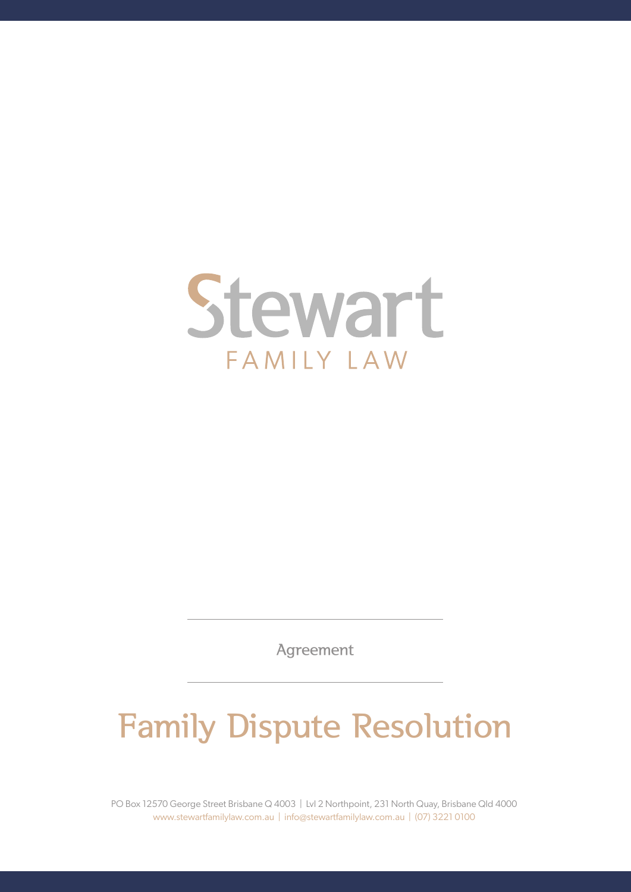# Stewart

FAMILY LAW

Agreement

# Family Dispute Resolution

PO Box 12570 George Street Brisbane Q 4003 | Lvl 2 Northpoint, 231 North Quay, Brisbane Qld 4000
www.stewartfamilylaw.com.au | info@stewartfamilylaw.com.au | (07) 3221 0100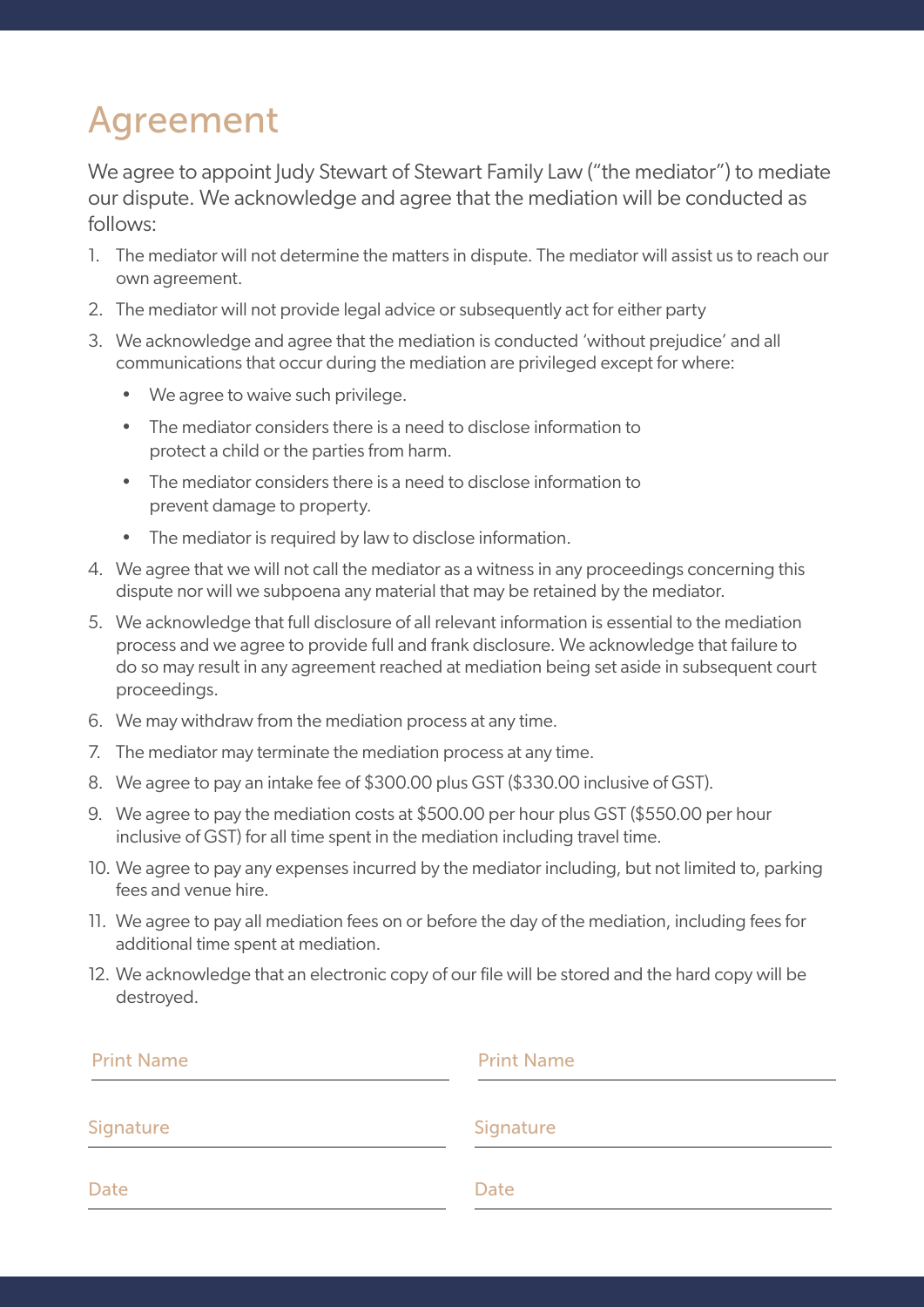# Agreement

We agree to appoint Judy Stewart of Stewart Family Law ("the mediator") to mediate our dispute. We acknowledge and agree that the mediation will be conducted as follows:

1. The mediator will not determine the matters in dispute. The mediator will assist us to reach our own agreement.
2. The mediator will not provide legal advice or subsequently act for either party
3. We acknowledge and agree that the mediation is conducted 'without prejudice' and all communications that occur during the mediation are privileged except for where:
   - We agree to waive such privilege.
   - The mediator considers there is a need to disclose information to protect a child or the parties from harm.
   - The mediator considers there is a need to disclose information to prevent damage to property.
   - The mediator is required by law to disclose information.
4. We agree that we will not call the mediator as a witness in any proceedings concerning this dispute nor will we subpoena any material that may be retained by the mediator.
5. We acknowledge that full disclosure of all relevant information is essential to the mediation process and we agree to provide full and frank disclosure. We acknowledge that failure to do so may result in any agreement reached at mediation being set aside in subsequent court proceedings.
6. We may withdraw from the mediation process at any time.
7. The mediator may terminate the mediation process at any time.
8. We agree to pay an intake fee of $300.00 plus GST ($330.00 inclusive of GST).
9. We agree to pay the mediation costs at $500.00 per hour plus GST ($550.00 per hour inclusive of GST) for all time spent in the mediation including travel time.
10. We agree to pay any expenses incurred by the mediator including, but not limited to, parking fees and venue hire.
11. We agree to pay all mediation fees on or before the day of the mediation, including fees for additional time spent at mediation.
12. We acknowledge that an electronic copy of our file will be stored and the hard copy will be destroyed.

Print Name ______________________ Print Name ______________________

Signature ______________________ Signature ______________________

Date ______________________ Date ______________________